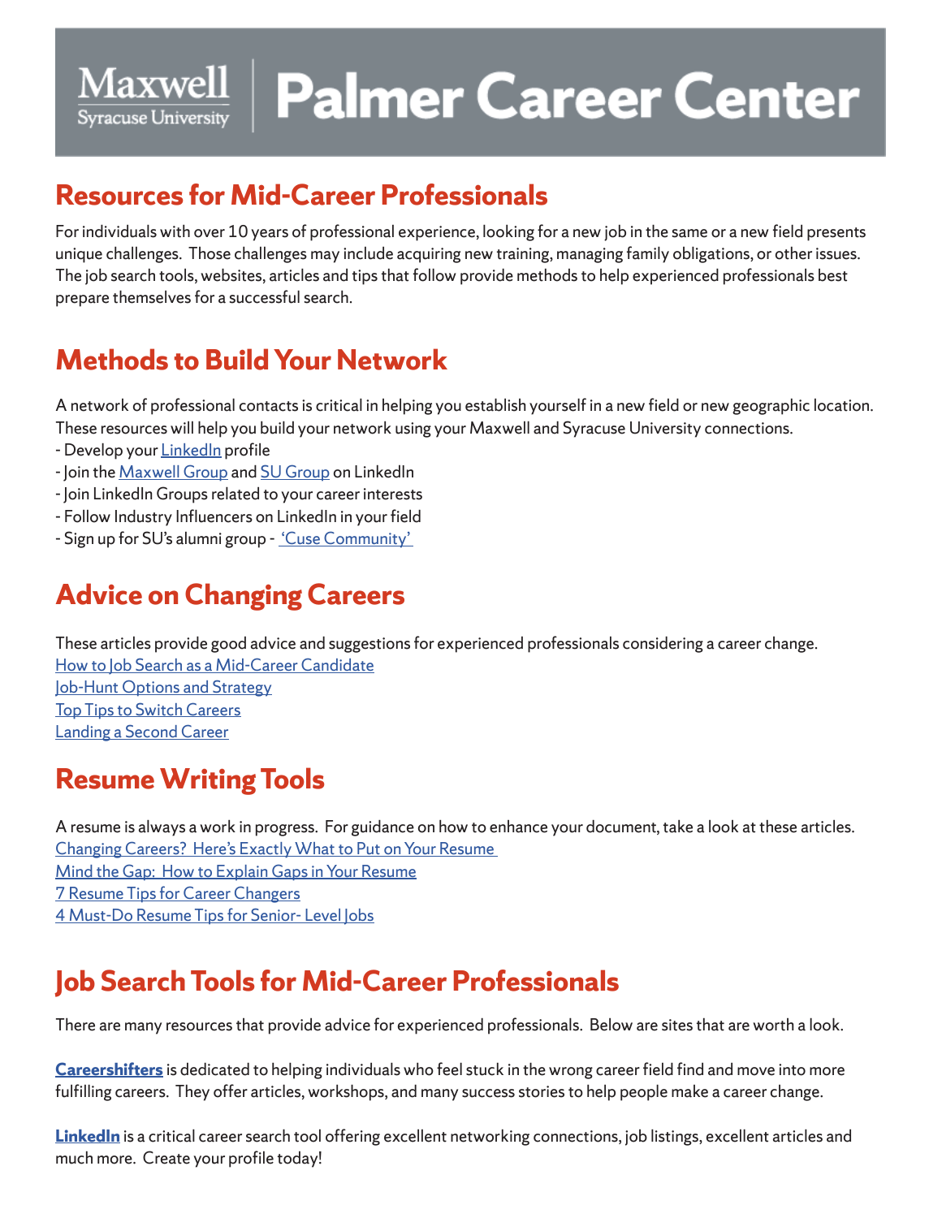# Maxwell Syracuse University | Palmer Career Center

## Resources for Mid-Career Professionals

For individuals with over 10 years of professional experience, looking for a new job in the same or a new field presents unique challenges. Those challenges may include acquiring new training, managing family obligations, or other issues. The job search tools, websites, articles and tips that follow provide methods to help experienced professionals best prepare themselves for a successful search.

## Methods to Build Your Network

A network of professional contacts is critical in helping you establish yourself in a new field or new geographic location. These resources will help you build your network using your Maxwell and Syracuse University connections.

- Develop your LinkedIn profile
- Join the Maxwell Group and SU Group on LinkedIn
- Join LinkedIn Groups related to your career interests
- Follow Industry Influencers on LinkedIn in your field
- Sign up for SU's alumni group - 'Cuse Community'

## Advice on Changing Careers

These articles provide good advice and suggestions for experienced professionals considering a career change.

How to Job Search as a Mid-Career Candidate
Job-Hunt Options and Strategy
Top Tips to Switch Careers
Landing a Second Career

## Resume Writing Tools

A resume is always a work in progress. For guidance on how to enhance your document, take a look at these articles.

Changing Careers? Here's Exactly What to Put on Your Resume
Mind the Gap: How to Explain Gaps in Your Resume
7 Resume Tips for Career Changers
4 Must-Do Resume Tips for Senior- Level Jobs

## Job Search Tools for Mid-Career Professionals

There are many resources that provide advice for experienced professionals. Below are sites that are worth a look.

**Careershifters** is dedicated to helping individuals who feel stuck in the wrong career field find and move into more fulfilling careers. They offer articles, workshops, and many success stories to help people make a career change.

**LinkedIn** is a critical career search tool offering excellent networking connections, job listings, excellent articles and much more. Create your profile today!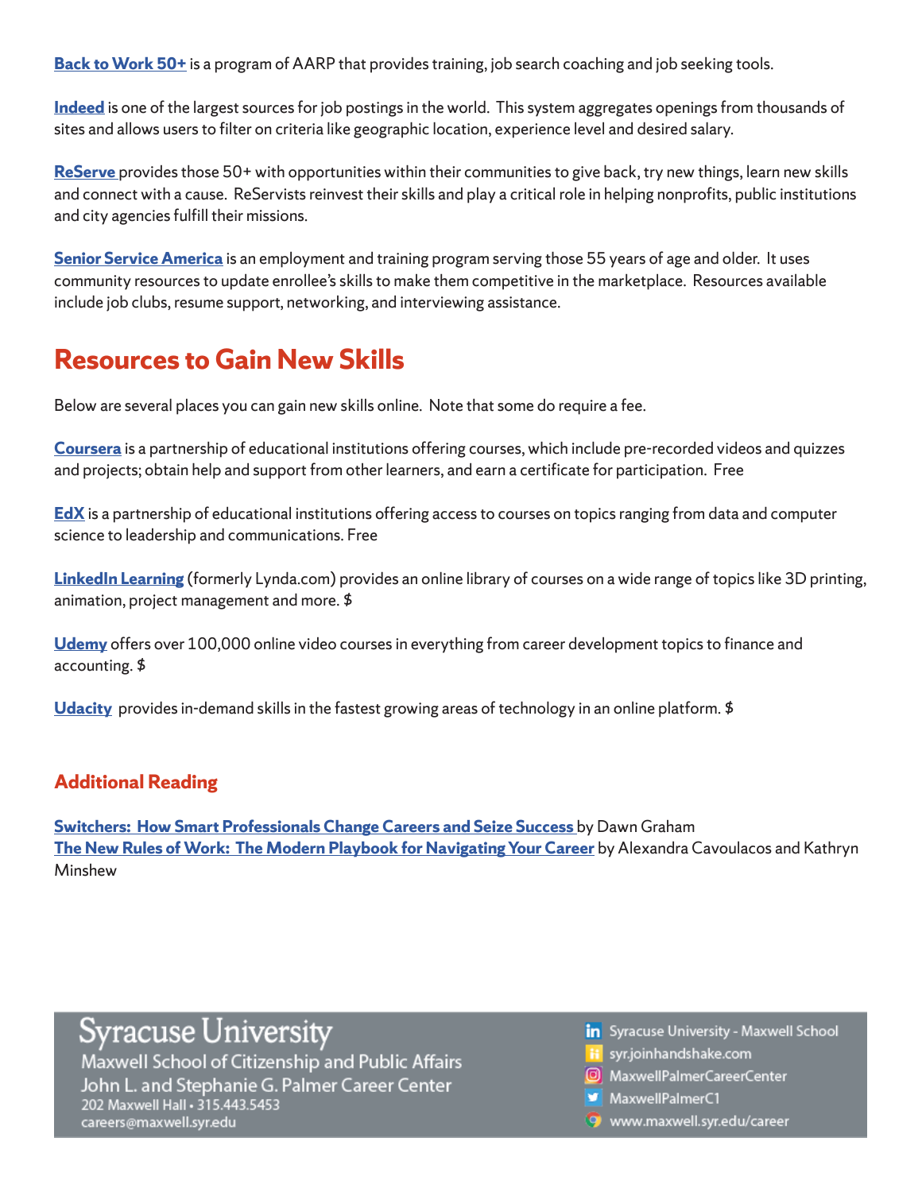**Back to Work 50+** is a program of AARP that provides training, job search coaching and job seeking tools.

**Indeed** is one of the largest sources for job postings in the world. This system aggregates openings from thousands of sites and allows users to filter on criteria like geographic location, experience level and desired salary.

**ReServe** provides those 50+ with opportunities within their communities to give back, try new things, learn new skills and connect with a cause. ReServists reinvest their skills and play a critical role in helping nonprofits, public institutions and city agencies fulfill their missions.

**Senior Service America** is an employment and training program serving those 55 years of age and older. It uses community resources to update enrollee's skills to make them competitive in the marketplace. Resources available include job clubs, resume support, networking, and interviewing assistance.

## Resources to Gain New Skills

Below are several places you can gain new skills online. Note that some do require a fee.

**Coursera** is a partnership of educational institutions offering courses, which include pre-recorded videos and quizzes and projects; obtain help and support from other learners, and earn a certificate for participation. Free

**EdX** is a partnership of educational institutions offering access to courses on topics ranging from data and computer science to leadership and communications. Free

**LinkedIn Learning** (formerly Lynda.com) provides an online library of courses on a wide range of topics like 3D printing, animation, project management and more. $

**Udemy** offers over 100,000 online video courses in everything from career development topics to finance and accounting. $

**Udacity** provides in-demand skills in the fastest growing areas of technology in an online platform. $

### Additional Reading

**Switchers: How Smart Professionals Change Careers and Seize Success** by Dawn Graham
**The New Rules of Work: The Modern Playbook for Navigating Your Career** by Alexandra Cavoulacos and Kathryn Minshew

Syracuse University
Maxwell School of Citizenship and Public Affairs
John L. and Stephanie G. Palmer Career Center
202 Maxwell Hall • 315.443.5453
careers@maxwell.syr.edu

Syracuse University - Maxwell School
syr.joinhandshake.com
MaxwellPalmerCareerCenter
MaxwellPalmerC1
www.maxwell.syr.edu/career